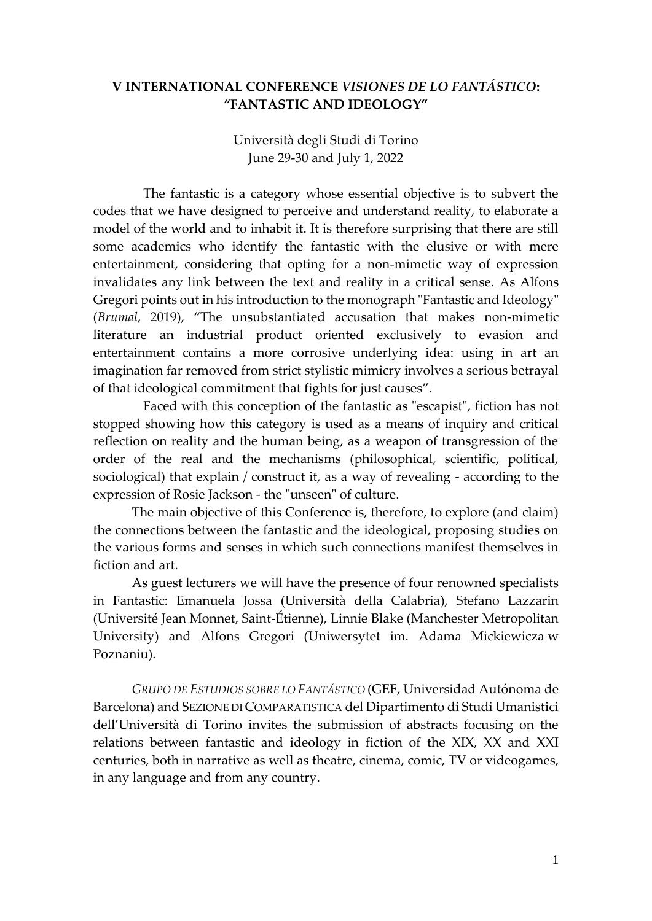# V INTERNATIONAL CONFERENCE *VISIONES DE LO FANTÁSTICO*: "FANTASTIC AND IDEOLOGY"

Università degli Studi di Torino
June 29-30 and July 1, 2022

The fantastic is a category whose essential objective is to subvert the codes that we have designed to perceive and understand reality, to elaborate a model of the world and to inhabit it. It is therefore surprising that there are still some academics who identify the fantastic with the elusive or with mere entertainment, considering that opting for a non-mimetic way of expression invalidates any link between the text and reality in a critical sense. As Alfons Gregori points out in his introduction to the monograph "Fantastic and Ideology" (*Brumal*, 2019), "The unsubstantiated accusation that makes non-mimetic literature an industrial product oriented exclusively to evasion and entertainment contains a more corrosive underlying idea: using in art an imagination far removed from strict stylistic mimicry involves a serious betrayal of that ideological commitment that fights for just causes".

Faced with this conception of the fantastic as "escapist", fiction has not stopped showing how this category is used as a means of inquiry and critical reflection on reality and the human being, as a weapon of transgression of the order of the real and the mechanisms (philosophical, scientific, political, sociological) that explain / construct it, as a way of revealing - according to the expression of Rosie Jackson - the "unseen" of culture.

The main objective of this Conference is, therefore, to explore (and claim) the connections between the fantastic and the ideological, proposing studies on the various forms and senses in which such connections manifest themselves in fiction and art.

As guest lecturers we will have the presence of four renowned specialists in Fantastic: Emanuela Jossa (Università della Calabria), Stefano Lazzarin (Université Jean Monnet, Saint-Étienne), Linnie Blake (Manchester Metropolitan University) and Alfons Gregori (Uniwersytet im. Adama Mickiewicza w Poznaniu).

*GRUPO DE ESTUDIOS SOBRE LO FANTÁSTICO* (GEF, Universidad Autónoma de Barcelona) and SEZIONE DI COMPARATISTICA del Dipartimento di Studi Umanistici dell'Università di Torino invites the submission of abstracts focusing on the relations between fantastic and ideology in fiction of the XIX, XX and XXI centuries, both in narrative as well as theatre, cinema, comic, TV or videogames, in any language and from any country.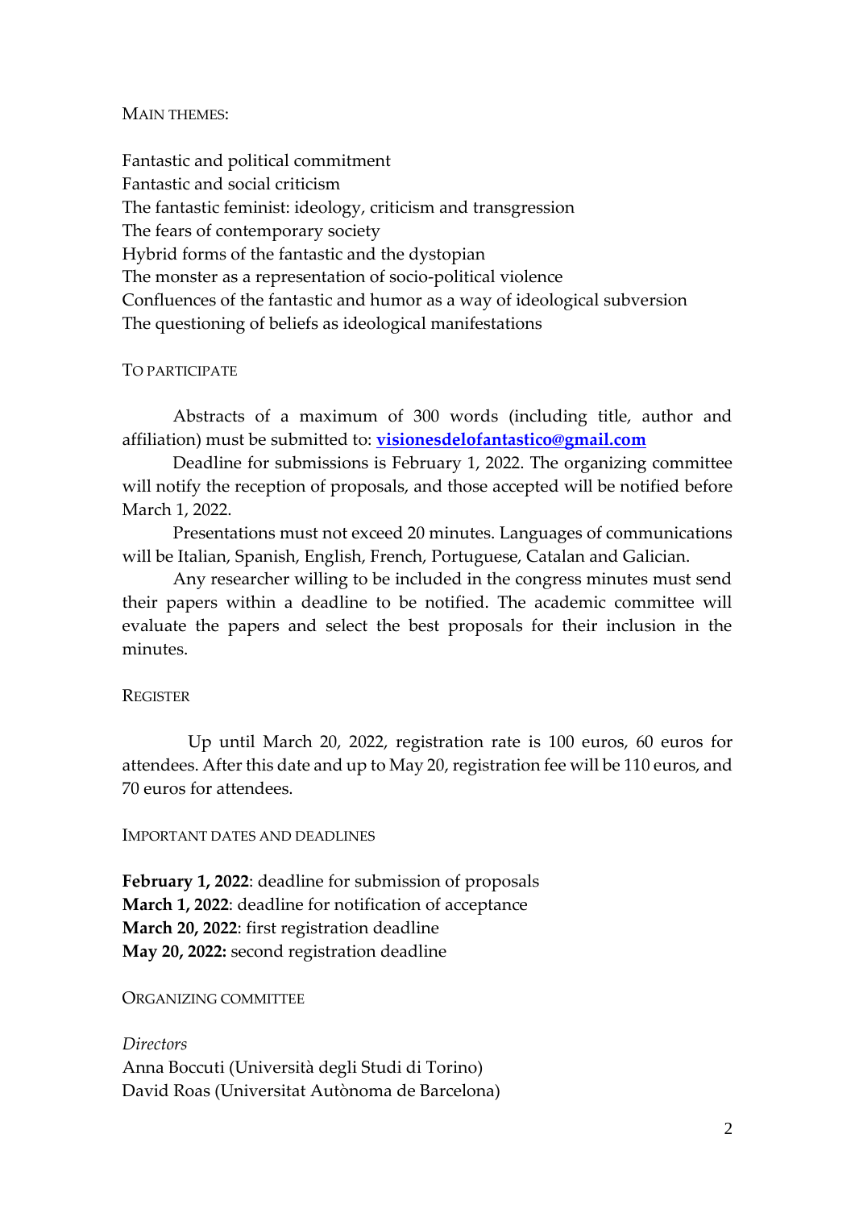## Main themes:

Fantastic and political commitment
Fantastic and social criticism
The fantastic feminist: ideology, criticism and transgression
The fears of contemporary society
Hybrid forms of the fantastic and the dystopian
The monster as a representation of socio-political violence
Confluences of the fantastic and humor as a way of ideological subversion
The questioning of beliefs as ideological manifestations

## To participate

Abstracts of a maximum of 300 words (including title, author and affiliation) must be submitted to: **visionesdelofantastico@gmail.com**

Deadline for submissions is February 1, 2022. The organizing committee will notify the reception of proposals, and those accepted will be notified before March 1, 2022.

Presentations must not exceed 20 minutes. Languages of communications will be Italian, Spanish, English, French, Portuguese, Catalan and Galician.

Any researcher willing to be included in the congress minutes must send their papers within a deadline to be notified. The academic committee will evaluate the papers and select the best proposals for their inclusion in the minutes.

## Register

Up until March 20, 2022, registration rate is 100 euros, 60 euros for attendees. After this date and up to May 20, registration fee will be 110 euros, and 70 euros for attendees.

## Important dates and deadlines

**February 1, 2022**: deadline for submission of proposals
**March 1, 2022**: deadline for notification of acceptance
**March 20, 2022**: first registration deadline
**May 20, 2022:** second registration deadline

## Organizing committee

*Directors*
Anna Boccuti (Università degli Studi di Torino)
David Roas (Universitat Autònoma de Barcelona)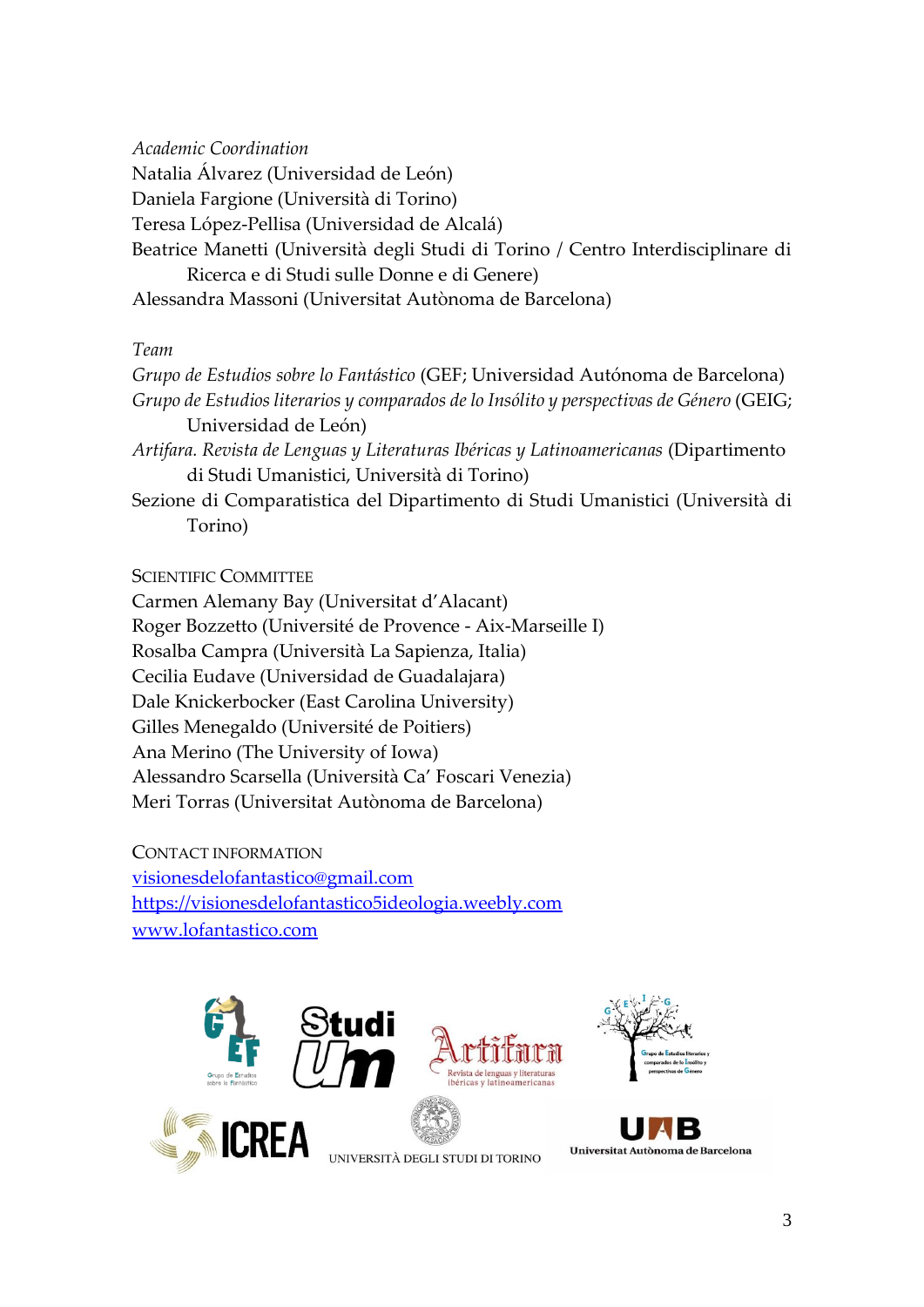*Academic Coordination*
Natalia Álvarez (Universidad de León)
Daniela Fargione (Università di Torino)
Teresa López-Pellisa (Universidad de Alcalá)
Beatrice Manetti (Università degli Studi di Torino / Centro Interdisciplinare di Ricerca e di Studi sulle Donne e di Genere)
Alessandra Massoni (Universitat Autònoma de Barcelona)

*Team*
*Grupo de Estudios sobre lo Fantástico* (GEF; Universidad Autónoma de Barcelona)
*Grupo de Estudios literarios y comparados de lo Insólito y perspectivas de Género* (GEIG; Universidad de León)
*Artifara. Revista de Lenguas y Literaturas Ibéricas y Latinoamericanas* (Dipartimento di Studi Umanistici, Università di Torino)
Sezione di Comparatistica del Dipartimento di Studi Umanistici (Università di Torino)

SCIENTIFIC COMMITTEE
Carmen Alemany Bay (Universitat d'Alacant)
Roger Bozzetto (Université de Provence - Aix-Marseille I)
Rosalba Campra (Università La Sapienza, Italia)
Cecilia Eudave (Universidad de Guadalajara)
Dale Knickerbocker (East Carolina University)
Gilles Menegaldo (Université de Poitiers)
Ana Merino (The University of Iowa)
Alessandro Scarsella (Università Ca' Foscari Venezia)
Meri Torras (Universitat Autònoma de Barcelona)

CONTACT INFORMATION
visionesdelofantastico@gmail.com
https://visionesdelofantastico5ideologia.weebly.com
www.lofantastico.com